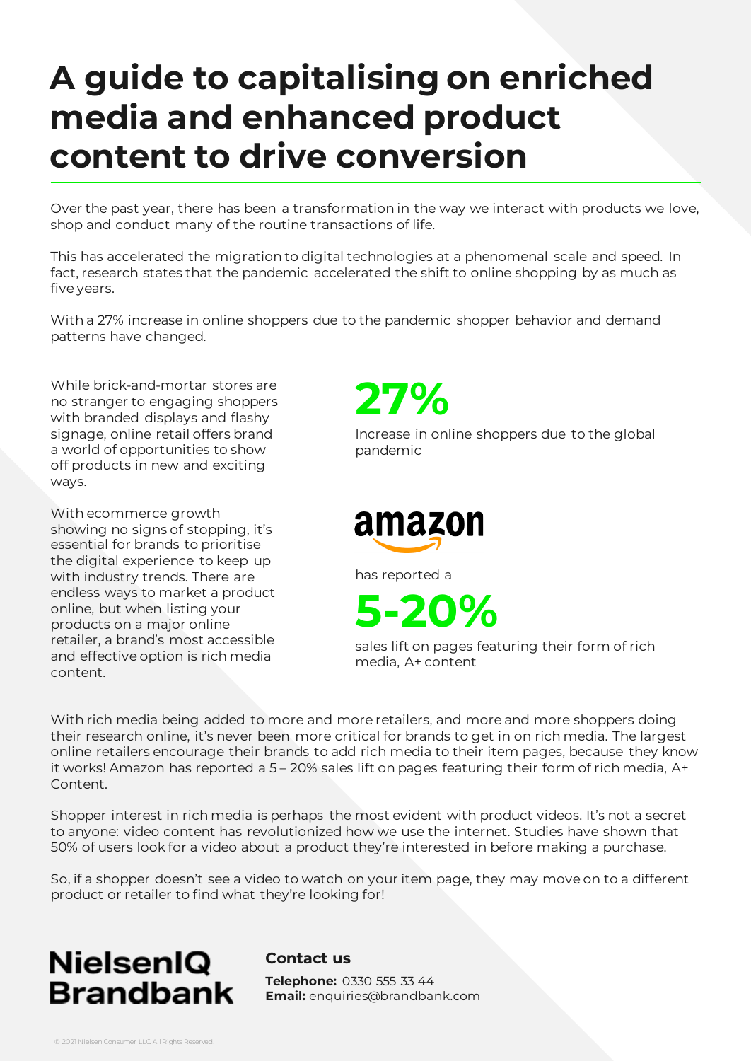# A guide to capitalising on enriched media and enhanced product content to drive conversion

Over the past year, there has been a transformation in the way we interact with products we love, shop and conduct many of the routine transactions of life.

This has accelerated the migration to digital technologies at a phenomenal scale and speed. In fact, research states that the pandemic accelerated the shift to online shopping by as much as five years.

With a 27% increase in online shoppers due to the pandemic shopper behavior and demand patterns have changed.

While brick-and-mortar stores are no stranger to engaging shoppers with branded displays and flashy signage, online retail offers brand a world of opportunities to show off products in new and exciting ways.

With ecommerce growth showing no signs of stopping, it's essential for brands to prioritise the digital experience to keep up with industry trends. There are endless ways to market a product online, but when listing your products on a major online retailer, a brand's most accessible and effective option is rich media content.

**27%**

Increase in online shoppers due to the global pandemic

amazon

has reported a

**5-20%**

sales lift on pages featuring their form of rich media, A+ content

With rich media being added to more and more retailers, and more and more shoppers doing their research online, it's never been more critical for brands to get in on rich media. The largest online retailers encourage their brands to add rich media to their item pages, because they know it works! Amazon has reported a 5 – 20% sales lift on pages featuring their form of rich media, A+ Content.

Shopper interest in rich media is perhaps the most evident with product videos. It's not a secret to anyone: video content has revolutionized how we use the internet. Studies have shown that 50% of users look for a video about a product they're interested in before making a purchase.

So, if a shopper doesn't see a video to watch on your item page, they may move on to a different product or retailer to find what they're looking for!

NielsenIQ Brandbank

**Contact us**

**Telephone:** 0330 555 33 44
**Email:** enquiries@brandbank.com

© 2021 Nielsen Consumer LLC All Rights Reserved.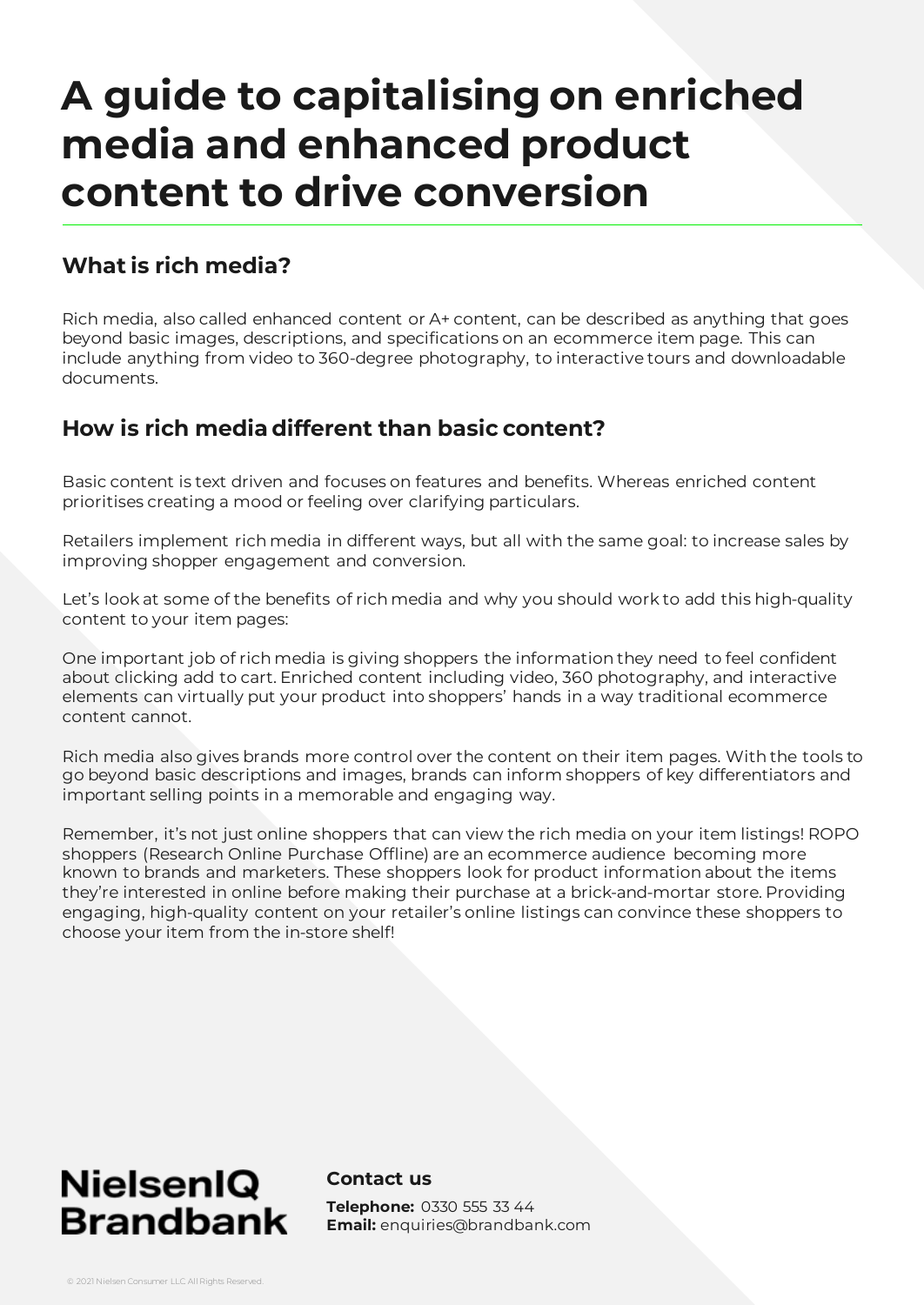# A guide to capitalising on enriched media and enhanced product content to drive conversion

## What is rich media?

Rich media, also called enhanced content or A+ content, can be described as anything that goes beyond basic images, descriptions, and specifications on an ecommerce item page. This can include anything from video to 360-degree photography, to interactive tours and downloadable documents.

## How is rich media different than basic content?

Basic content is text driven and focuses on features and benefits. Whereas enriched content prioritises creating a mood or feeling over clarifying particulars.

Retailers implement rich media in different ways, but all with the same goal: to increase sales by improving shopper engagement and conversion.

Let's look at some of the benefits of rich media and why you should work to add this high-quality content to your item pages:

One important job of rich media is giving shoppers the information they need to feel confident about clicking add to cart. Enriched content including video, 360 photography, and interactive elements can virtually put your product into shoppers' hands in a way traditional ecommerce content cannot.

Rich media also gives brands more control over the content on their item pages. With the tools to go beyond basic descriptions and images, brands can inform shoppers of key differentiators and important selling points in a memorable and engaging way.

Remember, it's not just online shoppers that can view the rich media on your item listings! ROPO shoppers (Research Online Purchase Offline) are an ecommerce audience becoming more known to brands and marketers. These shoppers look for product information about the items they're interested in online before making their purchase at a brick-and-mortar store. Providing engaging, high-quality content on your retailer's online listings can convince these shoppers to choose your item from the in-store shelf!

NielsenIQ Brandbank

**Contact us**

**Telephone:** 0330 555 33 44
**Email:** enquiries@brandbank.com

© 2021 Nielsen Consumer LLC All Rights Reserved.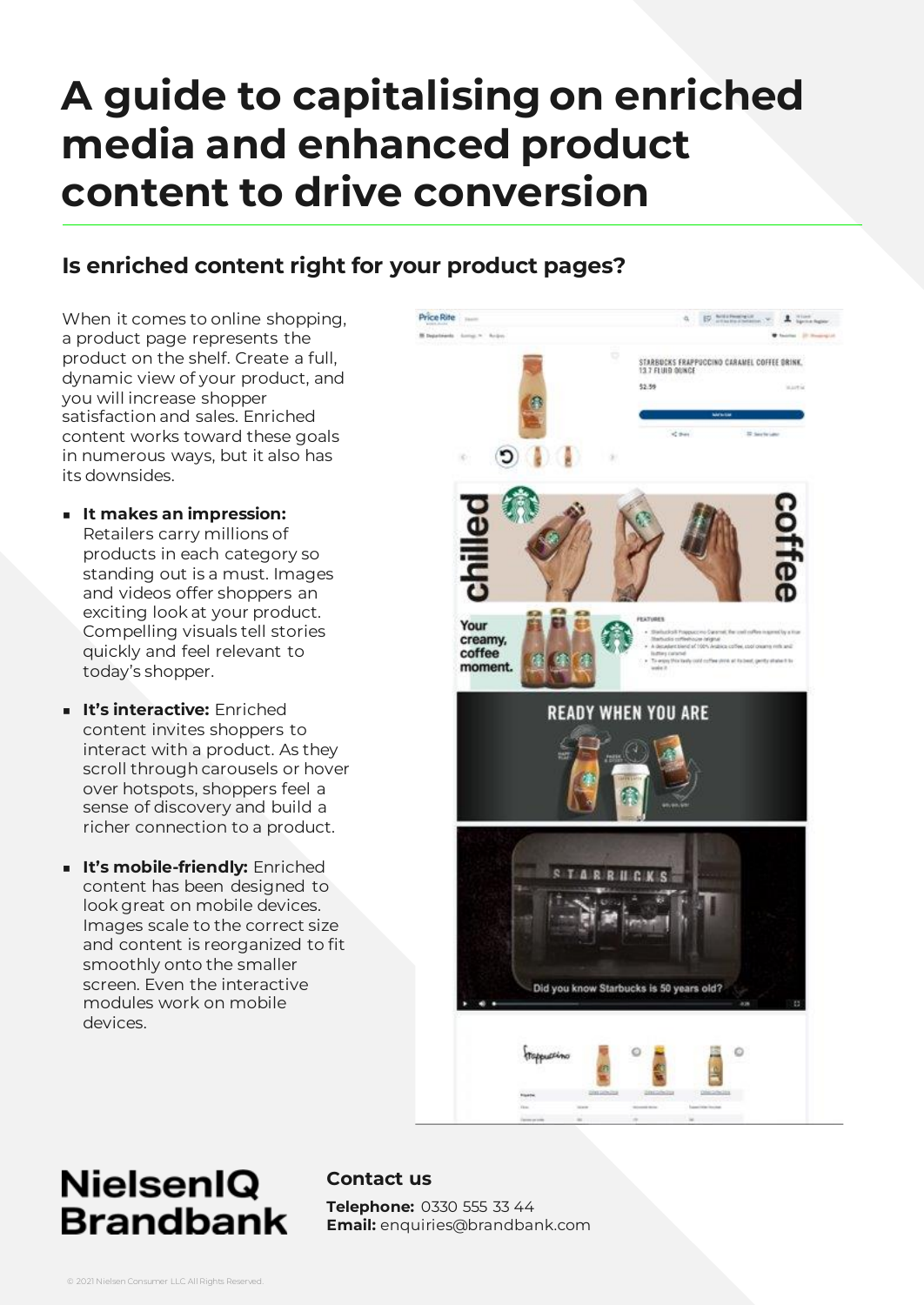# A guide to capitalising on enriched media and enhanced product content to drive conversion

## Is enriched content right for your product pages?

When it comes to online shopping, a product page represents the product on the shelf. Create a full, dynamic view of your product, and you will increase shopper satisfaction and sales. Enriched content works toward these goals in numerous ways, but it also has its downsides.

- **It makes an impression:** Retailers carry millions of products in each category so standing out is a must. Images and videos offer shoppers an exciting look at your product. Compelling visuals tell stories quickly and feel relevant to today's shopper.
- **It's interactive:** Enriched content invites shoppers to interact with a product. As they scroll through carousels or hover over hotspots, shoppers feel a sense of discovery and build a richer connection to a product.
- **It's mobile-friendly:** Enriched content has been designed to look great on mobile devices. Images scale to the correct size and content is reorganized to fit smoothly onto the smaller screen. Even the interactive modules work on mobile devices.

**NielsenIQ Brandbank**

### Contact us

**Telephone:** 0330 555 33 44
**Email:** enquiries@brandbank.com

© 2021 Nielsen Consumer LLC All Rights Reserved.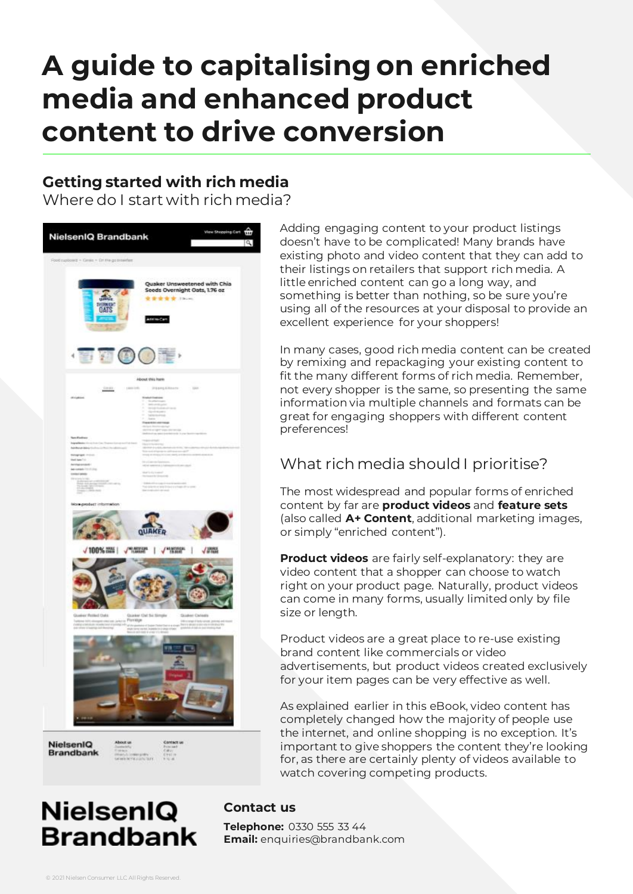# A guide to capitalising on enriched media and enhanced product content to drive conversion

## Getting started with rich media

Where do I start with rich media?

Adding engaging content to your product listings doesn't have to be complicated! Many brands have existing photo and video content that they can add to their listings on retailers that support rich media. A little enriched content can go a long way, and something is better than nothing, so be sure you're using all of the resources at your disposal to provide an excellent experience for your shoppers!

In many cases, good rich media content can be created by remixing and repackaging your existing content to fit the many different forms of rich media. Remember, not every shopper is the same, so presenting the same information via multiple channels and formats can be great for engaging shoppers with different content preferences!

### What rich media should I prioritise?

The most widespread and popular forms of enriched content by far are **product videos** and **feature sets** (also called **A+ Content**, additional marketing images, or simply "enriched content").

**Product videos** are fairly self-explanatory: they are video content that a shopper can choose to watch right on your product page. Naturally, product videos can come in many forms, usually limited only by file size or length.

Product videos are a great place to re-use existing brand content like commercials or video advertisements, but product videos created exclusively for your item pages can be very effective as well.

As explained earlier in this eBook, video content has completely changed how the majority of people use the internet, and online shopping is no exception. It's important to give shoppers the content they're looking for, as there are certainly plenty of videos available to watch covering competing products.

**NielsenIQ Brandbank**

**Contact us**

**Telephone:** 0330 555 33 44
**Email:** enquiries@brandbank.com

© 2021 Nielsen Consumer LLC All Rights Reserved.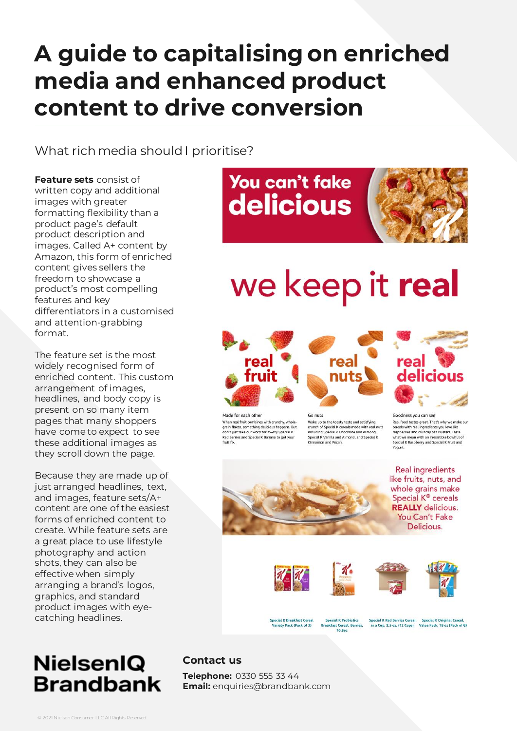# A guide to capitalising on enriched media and enhanced product content to drive conversion

## What rich media should I prioritise?

**Feature sets** consist of written copy and additional images with greater formatting flexibility than a product page's default product description and images. Called A+ content by Amazon, this form of enriched content gives sellers the freedom to showcase a product's most compelling features and key differentiators in a customised and attention-grabbing format.

The feature set is the most widely recognised form of enriched content. This custom arrangement of images, headlines, and body copy is present on so many item pages that many shoppers have come to expect to see these additional images as they scroll down the page.

Because they are made up of just arranged headlines, text, and images, feature sets/A+ content are one of the easiest forms of enriched content to create. While feature sets are a great place to use lifestyle photography and action shots, they can also be effective when simply arranging a brand's logos, graphics, and standard product images with eye-catching headlines.

You can't fake delicious

we keep it **real**

real fruit

real nuts

real delicious

Made for each other

When real fruit combines with crunchy, whole-grain flakes, something delicious happens. But don't just take our word for it—try Special K Red Berries and Special K Banana to get your fruit fix.

Go nuts

Wake up to the toasty taste and satisfying crunch of Special K cereals made with real nuts including Special K Chocolate and Almond, Special K Vanilla and Almond, and Special K Cinnamon and Pecan.

Goodness you can see

Real Food tastes great. That's why we make our cereals with real ingredients you love like raspberries and crunchy oat clusters. Taste what we mean with an irresistible bowlful of Special K Raspberry and Special K Fruit and Yogurt.

Real ingredients like fruits, nuts, and whole grains make Special K® cereals **REALLY** delicious. You Can't Fake Delicious.

Special K Breakfast Cereal Variety Pack (Pack of 3)

Special K Probiotics Breakfast Cereal, Berries, 10.5oz

Special K Red Berries Cereal in a Cup, 2.5 oz, (12 Cups)

Special K Original Cereal, Value Pack, 18 oz (Pack of 6)

NielsenIQ Brandbank

### Contact us

**Telephone:** 0330 555 33 44
**Email:** enquiries@brandbank.com

© 2021 Nielsen Consumer LLC All Rights Reserved.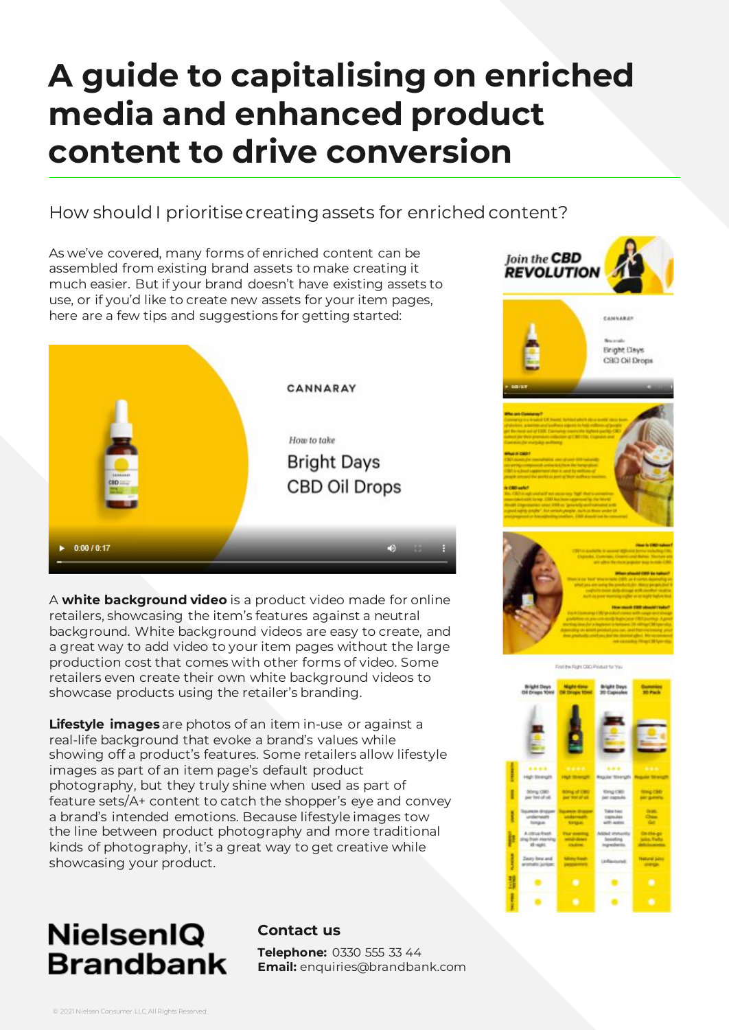# A guide to capitalising on enriched media and enhanced product content to drive conversion

## How should I prioritise creating assets for enriched content?

As we've covered, many forms of enriched content can be assembled from existing brand assets to make creating it much easier. But if your brand doesn't have existing assets to use, or if you'd like to create new assets for your item pages, here are a few tips and suggestions for getting started:

A **white background video** is a product video made for online retailers, showcasing the item's features against a neutral background. White background videos are easy to create, and a great way to add video to your item pages without the large production cost that comes with other forms of video. Some retailers even create their own white background videos to showcase products using the retailer's branding.

**Lifestyle images** are photos of an item in-use or against a real-life background that evoke a brand's values while showing off a product's features. Some retailers allow lifestyle images as part of an item page's default product photography, but they truly shine when used as part of feature sets/A+ content to catch the shopper's eye and convey a brand's intended emotions. Because lifestyle images tow the line between product photography and more traditional kinds of photography, it's a great way to get creative while showcasing your product.

**NielsenIQ Brandbank**

**Contact us**

**Telephone:** 0330 555 33 44
**Email:** enquiries@brandbank.com

© 2021 Nielsen Consumer LLC All Rights Reserved.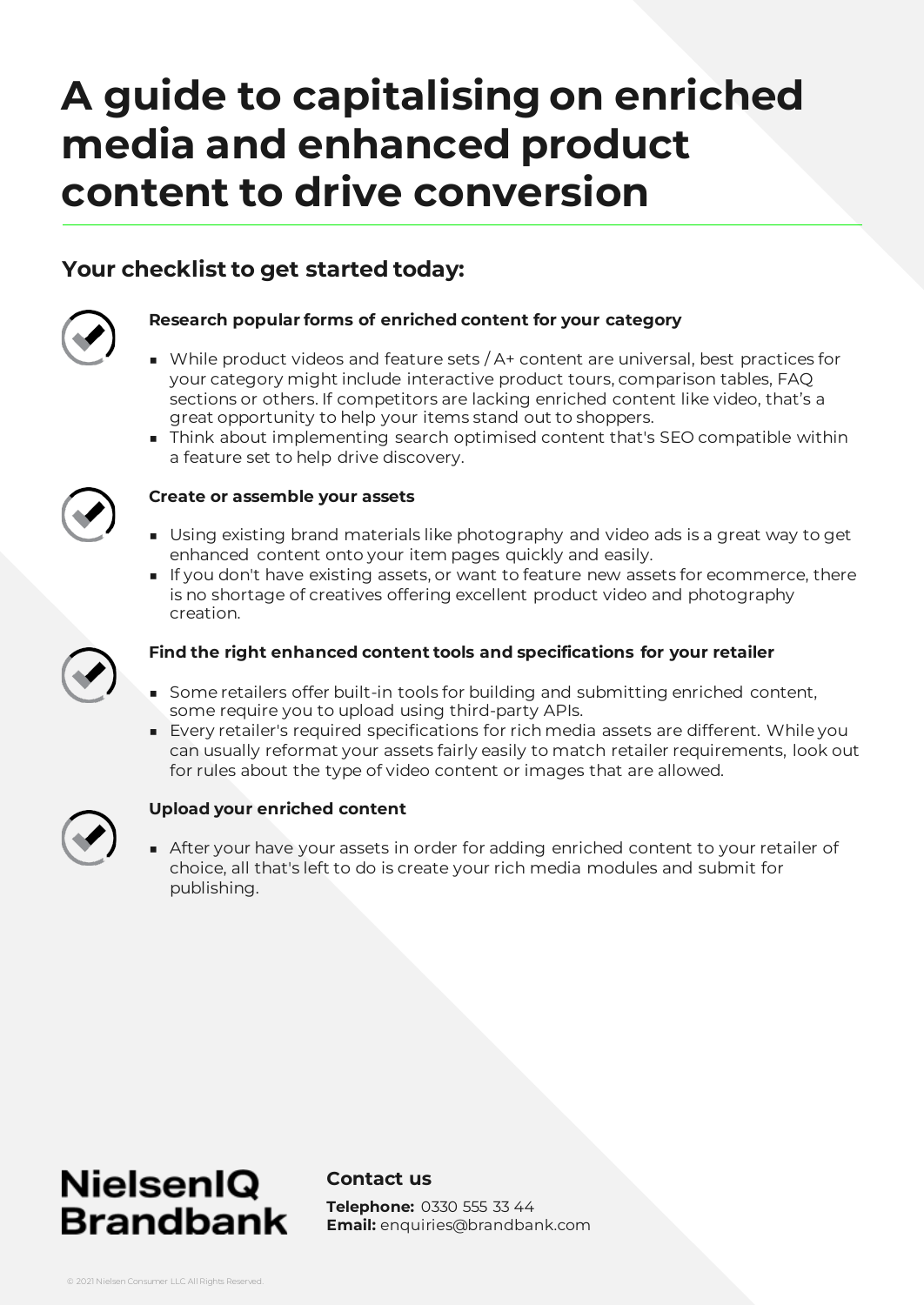# A guide to capitalising on enriched media and enhanced product content to drive conversion

## Your checklist to get started today:

**Research popular forms of enriched content for your category**

- While product videos and feature sets / A+ content are universal, best practices for your category might include interactive product tours, comparison tables, FAQ sections or others. If competitors are lacking enriched content like video, that's a great opportunity to help your items stand out to shoppers.
- Think about implementing search optimised content that's SEO compatible within a feature set to help drive discovery.

**Create or assemble your assets**

- Using existing brand materials like photography and video ads is a great way to get enhanced content onto your item pages quickly and easily.
- If you don't have existing assets, or want to feature new assets for ecommerce, there is no shortage of creatives offering excellent product video and photography creation.

**Find the right enhanced content tools and specifications for your retailer**

- Some retailers offer built-in tools for building and submitting enriched content, some require you to upload using third-party APIs.
- Every retailer's required specifications for rich media assets are different. While you can usually reformat your assets fairly easily to match retailer requirements, look out for rules about the type of video content or images that are allowed.

**Upload your enriched content**

- After your have your assets in order for adding enriched content to your retailer of choice, all that's left to do is create your rich media modules and submit for publishing.

**NielsenIQ Brandbank**

### Contact us

**Telephone:** 0330 555 33 44
**Email:** enquiries@brandbank.com

© 2021 Nielsen Consumer LLC All Rights Reserved.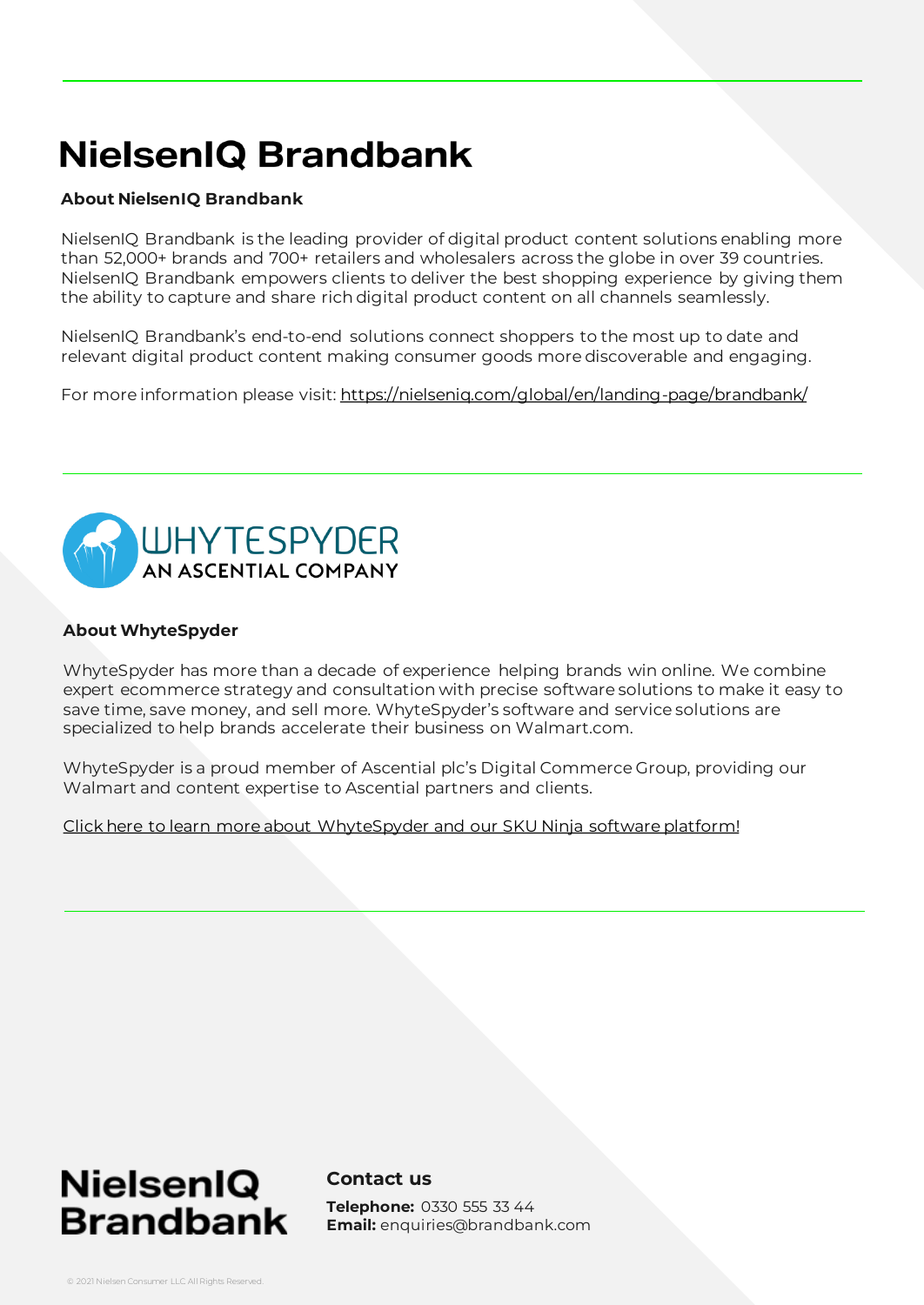# NielsenIQ Brandbank

**About NielsenIQ Brandbank**

NielsenIQ Brandbank is the leading provider of digital product content solutions enabling more than 52,000+ brands and 700+ retailers and wholesalers across the globe in over 39 countries. NielsenIQ Brandbank empowers clients to deliver the best shopping experience by giving them the ability to capture and share rich digital product content on all channels seamlessly.

NielsenIQ Brandbank's end-to-end solutions connect shoppers to the most up to date and relevant digital product content making consumer goods more discoverable and engaging.

For more information please visit: https://nielseniq.com/global/en/landing-page/brandbank/

WHYTESPYDER
AN ASCENTIAL COMPANY

**About WhyteSpyder**

WhyteSpyder has more than a decade of experience helping brands win online. We combine expert ecommerce strategy and consultation with precise software solutions to make it easy to save time, save money, and sell more. WhyteSpyder's software and service solutions are specialized to help brands accelerate their business on Walmart.com.

WhyteSpyder is a proud member of Ascential plc's Digital Commerce Group, providing our Walmart and content expertise to Ascential partners and clients.

Click here to learn more about WhyteSpyder and our SKU Ninja software platform!

NielsenIQ Brandbank

**Contact us**

**Telephone:** 0330 555 33 44
**Email:** enquiries@brandbank.com

© 2021 Nielsen Consumer LLC All Rights Reserved.